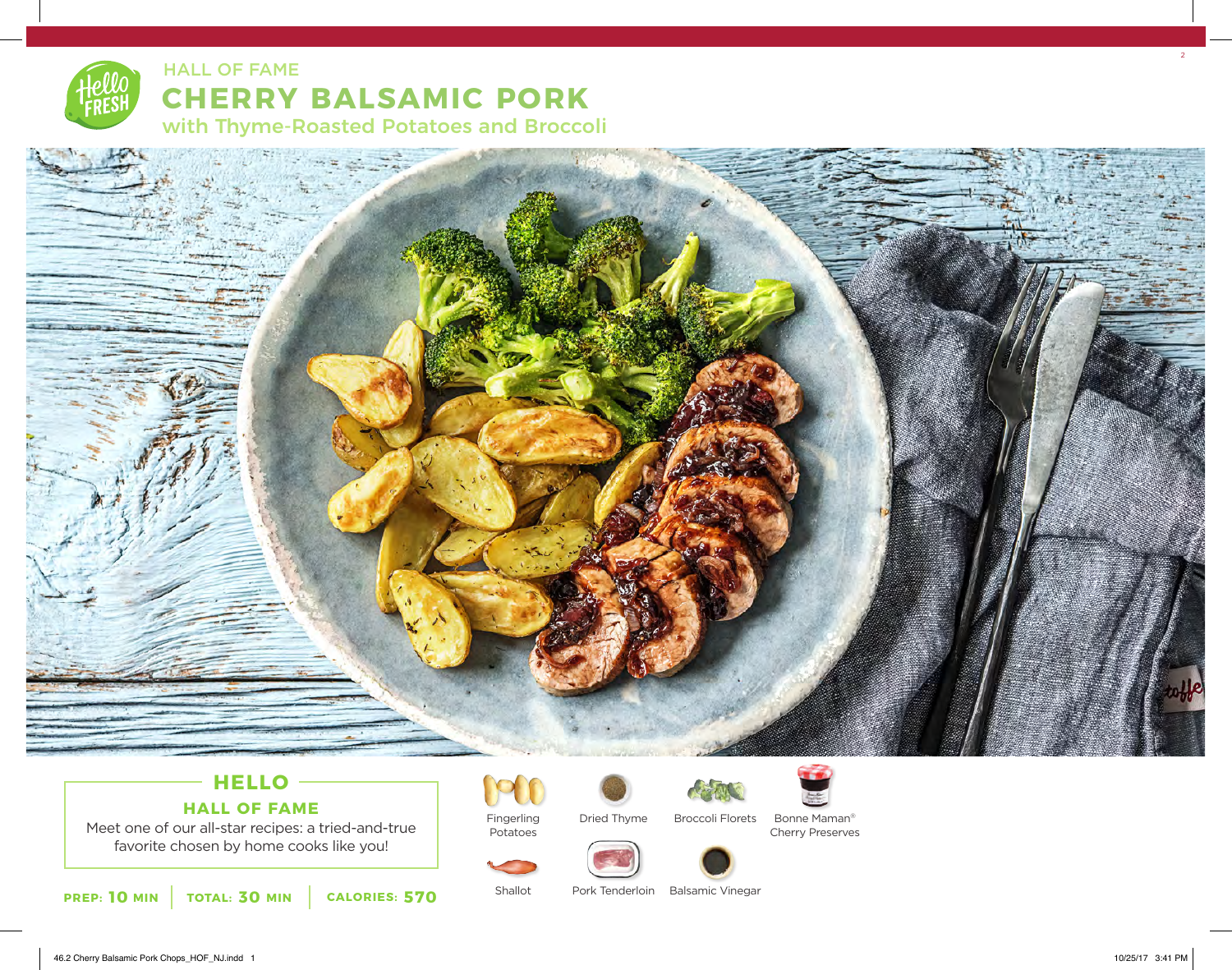HALL OF FAME

# CHERRY BALSAMIC PORK

## with Thyme-Roasted Potatoes and Broccoli

## HELLO

### HALL OF FAME

Meet one of our all-star recipes: a tried-and-true favorite chosen by home cooks like you!

**PREP:** **10** MIN | **TOTAL:** **30** MIN | **CALORIES:** **570**

- Fingerling Potatoes
- Dried Thyme
- Broccoli Florets
- Bonne Maman® Cherry Preserves
- Shallot
- Pork Tenderloin
- Balsamic Vinegar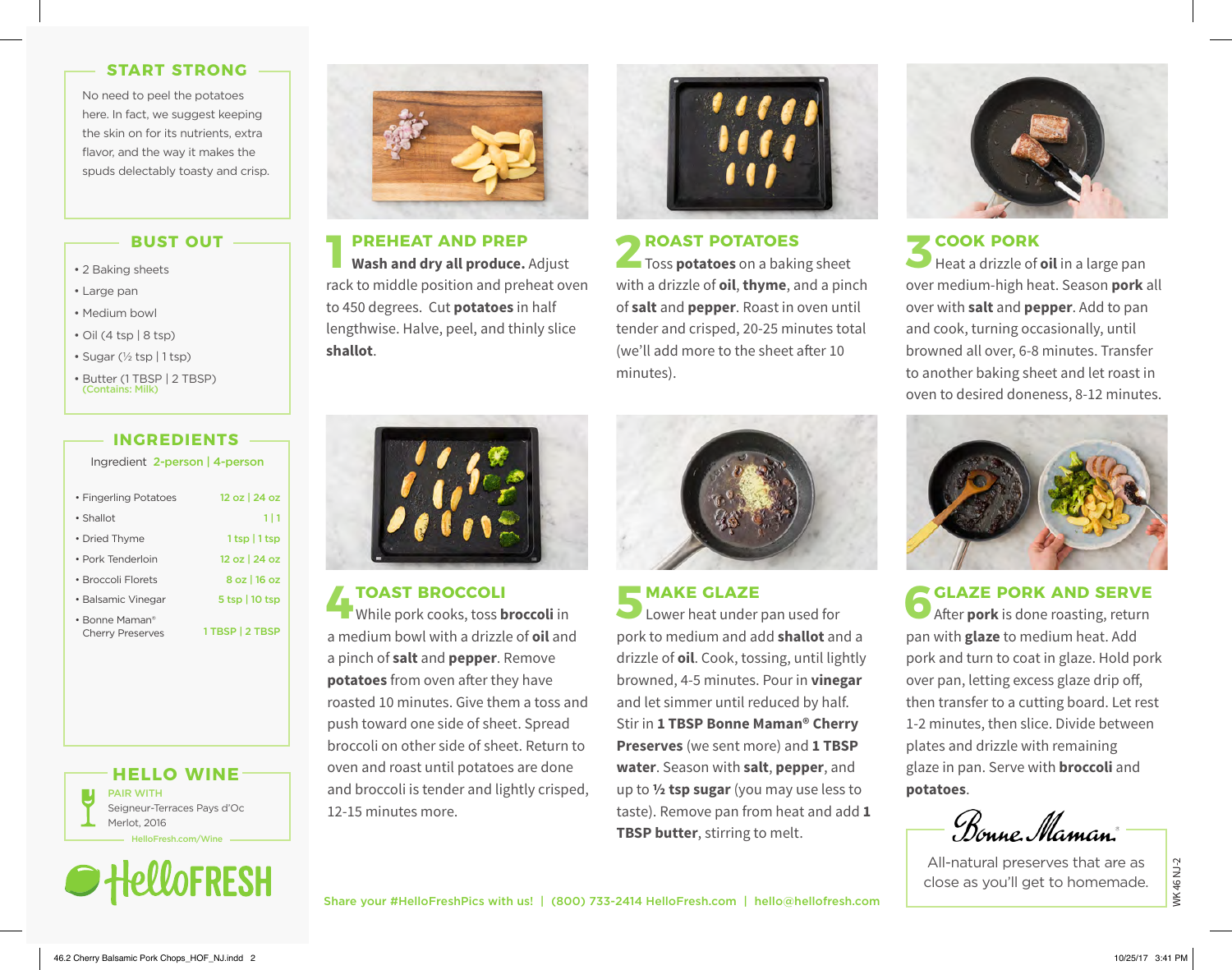## START STRONG

No need to peel the potatoes here. In fact, we suggest keeping the skin on for its nutrients, extra flavor, and the way it makes the spuds delectably toasty and crisp.

## BUST OUT

- 2 Baking sheets
- Large pan
- Medium bowl
- Oil (4 tsp | 8 tsp)
- Sugar (½ tsp | 1 tsp)
- Butter (1 TBSP | 2 TBSP) (Contains: Milk)

## INGREDIENTS

| Ingredient | 2-person \| 4-person |
|---|---|
| Fingerling Potatoes | 12 oz \| 24 oz |
| Shallot | 1 \| 1 |
| Dried Thyme | 1 tsp \| 1 tsp |
| Pork Tenderloin | 12 oz \| 24 oz |
| Broccoli Florets | 8 oz \| 16 oz |
| Balsamic Vinegar | 5 tsp \| 10 tsp |
| Bonne Maman® Cherry Preserves | 1 TBSP \| 2 TBSP |

## HELLO WINE

PAIR WITH
Seigneur-Terraces Pays d'Oc Merlot, 2016

HelloFresh.com/Wine

HelloFRESH

## 1 PREHEAT AND PREP

**Wash and dry all produce.** Adjust rack to middle position and preheat oven to 450 degrees. Cut **potatoes** in half lengthwise. Halve, peel, and thinly slice **shallot**.

## 2 ROAST POTATOES

Toss **potatoes** on a baking sheet with a drizzle of **oil**, **thyme**, and a pinch of **salt** and **pepper**. Roast in oven until tender and crisped, 20-25 minutes total (we'll add more to the sheet after 10 minutes).

## 3 COOK PORK

Heat a drizzle of **oil** in a large pan over medium-high heat. Season **pork** all over with **salt** and **pepper**. Add to pan and cook, turning occasionally, until browned all over, 6-8 minutes. Transfer to another baking sheet and let roast in oven to desired doneness, 8-12 minutes.

## 4 TOAST BROCCOLI

While pork cooks, toss **broccoli** in a medium bowl with a drizzle of **oil** and a pinch of **salt** and **pepper**. Remove **potatoes** from oven after they have roasted 10 minutes. Give them a toss and push toward one side of sheet. Spread broccoli on other side of sheet. Return to oven and roast until potatoes are done and broccoli is tender and lightly crisped, 12-15 minutes more.

## 5 MAKE GLAZE

Lower heat under pan used for pork to medium and add **shallot** and a drizzle of **oil**. Cook, tossing, until lightly browned, 4-5 minutes. Pour in **vinegar** and let simmer until reduced by half. Stir in **1 TBSP Bonne Maman® Cherry Preserves** (we sent more) and **1 TBSP water**. Season with **salt**, **pepper**, and up to **½ tsp sugar** (you may use less to taste). Remove pan from heat and add **1 TBSP butter**, stirring to melt.

## 6 GLAZE PORK AND SERVE

After **pork** is done roasting, return pan with **glaze** to medium heat. Add pork and turn to coat in glaze. Hold pork over pan, letting excess glaze drip off, then transfer to a cutting board. Let rest 1-2 minutes, then slice. Divide between plates and drizzle with remaining glaze in pan. Serve with **broccoli** and **potatoes**.

Bonne Maman®

All-natural preserves that are as close as you'll get to homemade.

Share your #HelloFreshPics with us! | (800) 733-2414 HelloFresh.com | hello@hellofresh.com

WK 46 NJ-2